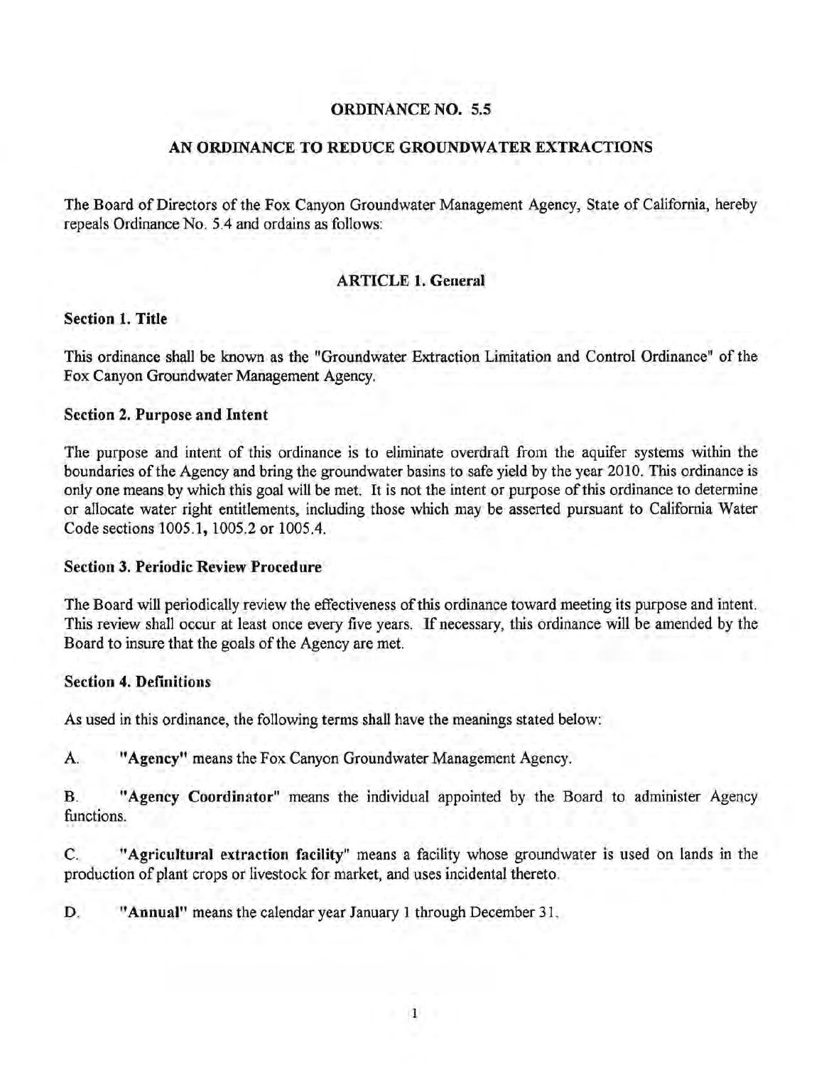# ORDINANCE NO. 5.5

## AN ORDINANCE TO REDUCE GROUNDWATER EXTRACTIONS

The Board of Directors of the Fox Canyon Groundwater Management Agency, State of California, hereby repeals Ordinance No. 5.4 and ordains as follows:

## ARTICLE 1. General

### Section 1. Title

This ordinance shall be known as the "Groundwater Extraction Limitation and Control Ordinance" of the Fox Canyon Groundwater Management Agency.

### Section 2. Purpose and Intent

The purpose and intent of this ordinance is to eliminate overdraft from the aquifer systems within the boundaries of the Agency and bring the groundwater basins to safe yield by the year 2010. This ordinance is only one means by which this goal will be met. It is not the intent or purpose of this ordinance to determine or allocate water right entitlements, including those which may be asserted pursuant to California Water Code sections 1005.1, 1005.2 or 1005.4.

### Section 3. Periodic Review Procedure

The Board will periodically review the effectiveness of this ordinance toward meeting its purpose and intent. This review shall occur at least once every five years. If necessary, this ordinance will be amended by the Board to insure that the goals of the Agency are met.

### Section 4. Definitions

As used in this ordinance, the following terms shall have the meanings stated below:

A. **"Agency"** means the Fox Canyon Groundwater Management Agency.

B. **"Agency Coordinator"** means the individual appointed by the Board to administer Agency functions.

C. **"Agricultural extraction facility"** means a facility whose groundwater is used on lands in the production of plant crops or livestock for market, and uses incidental thereto.

D. **"Annual"** means the calendar year January 1 through December 31.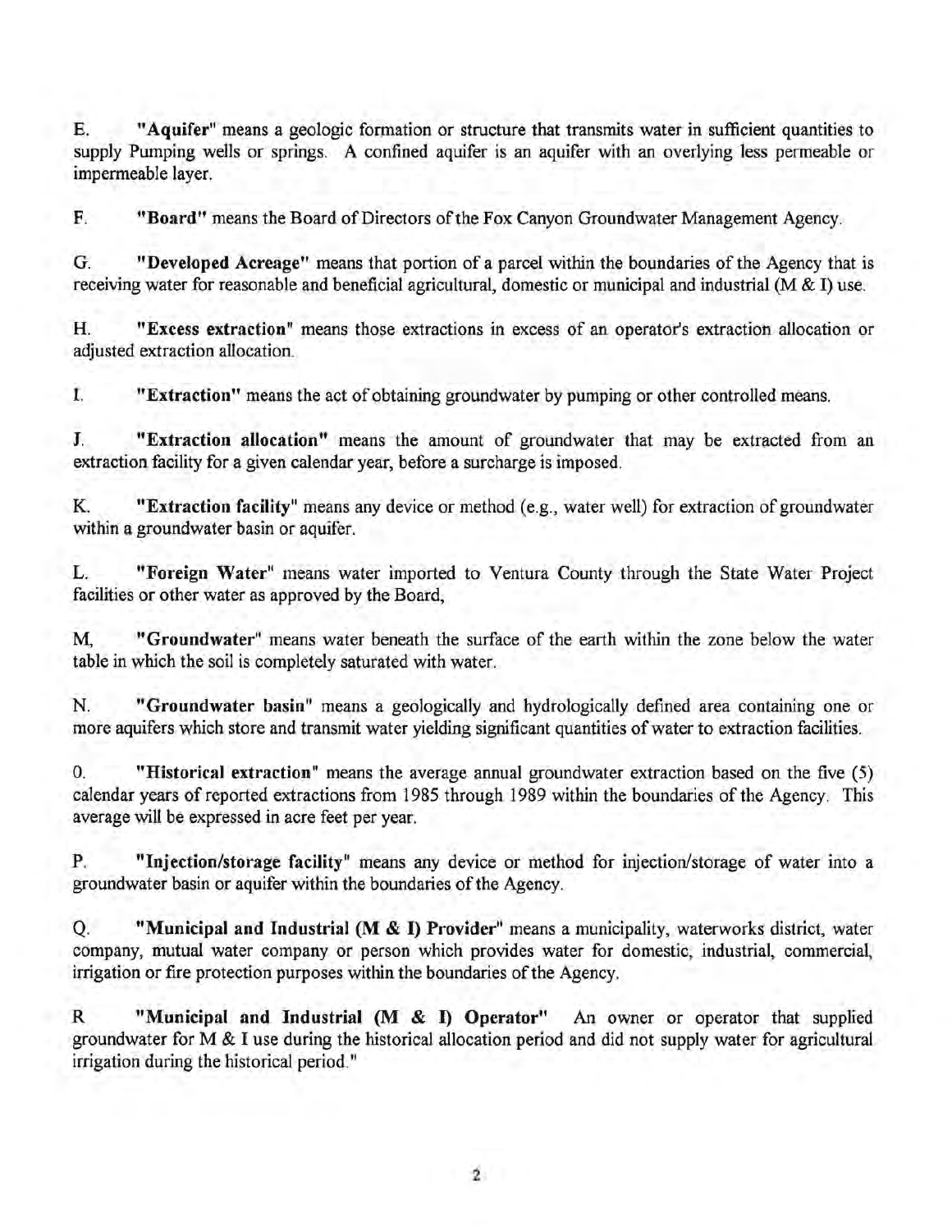E. **"Aquifer"** means a geologic formation or structure that transmits water in sufficient quantities to supply Pumping wells or springs. A confined aquifer is an aquifer with an overlying less permeable or impermeable layer.

F. **"Board"** means the Board of Directors of the Fox Canyon Groundwater Management Agency.

G. **"Developed Acreage"** means that portion of a parcel within the boundaries of the Agency that is receiving water for reasonable and beneficial agricultural, domestic or municipal and industrial (M & I) use.

H. **"Excess extraction"** means those extractions in excess of an operator's extraction allocation or adjusted extraction allocation.

I. **"Extraction"** means the act of obtaining groundwater by pumping or other controlled means.

J. **"Extraction allocation"** means the amount of groundwater that may be extracted from an extraction facility for a given calendar year, before a surcharge is imposed.

K. **"Extraction facility"** means any device or method (e.g., water well) for extraction of groundwater within a groundwater basin or aquifer.

L. **"Foreign Water"** means water imported to Ventura County through the State Water Project facilities or other water as approved by the Board,

M, **"Groundwater"** means water beneath the surface of the earth within the zone below the water table in which the soil is completely saturated with water.

N. **"Groundwater basin"** means a geologically and hydrologically defined area containing one or more aquifers which store and transmit water yielding significant quantities of water to extraction facilities.

0. **"Historical extraction"** means the average annual groundwater extraction based on the five (5) calendar years of reported extractions from 1985 through 1989 within the boundaries of the Agency. This average will be expressed in acre feet per year.

P. **"Injection/storage facility"** means any device or method for injection/storage of water into a groundwater basin or aquifer within the boundaries of the Agency.

Q. **"Municipal and Industrial (M & I) Provider"** means a municipality, waterworks district, water company, mutual water company or person which provides water for domestic, industrial, commercial, irrigation or fire protection purposes within the boundaries of the Agency.

R **"Municipal and Industrial (M & I) Operator"** An owner or operator that supplied groundwater for M & I use during the historical allocation period and did not supply water for agricultural irrigation during the historical period."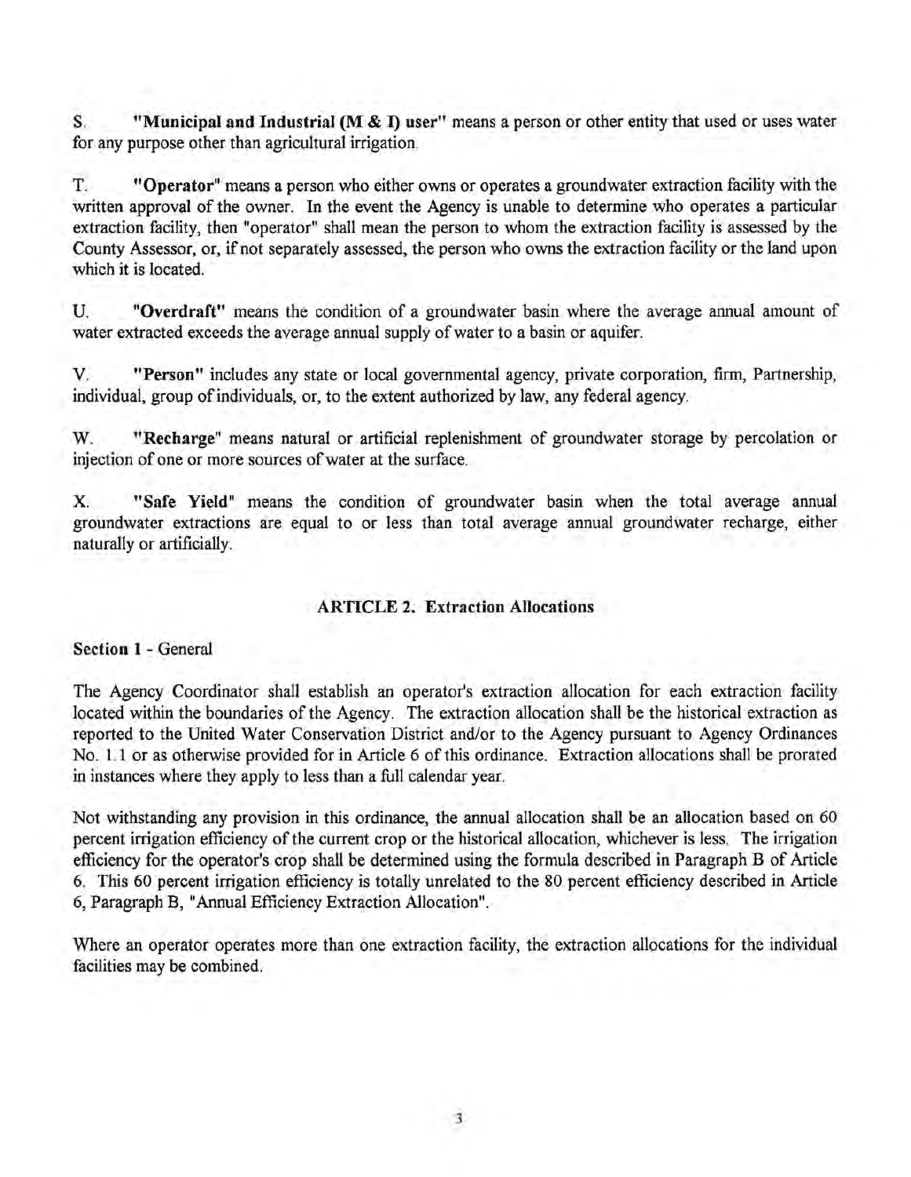S. **"Municipal and Industrial (M & I) user"** means a person or other entity that used or uses water for any purpose other than agricultural irrigation.

T. **"Operator"** means a person who either owns or operates a groundwater extraction facility with the written approval of the owner. In the event the Agency is unable to determine who operates a particular extraction facility, then "operator" shall mean the person to whom the extraction facility is assessed by the County Assessor, or, if not separately assessed, the person who owns the extraction facility or the land upon which it is located.

U. **"Overdraft"** means the condition of a groundwater basin where the average annual amount of water extracted exceeds the average annual supply of water to a basin or aquifer.

V. **"Person"** includes any state or local governmental agency, private corporation, firm, Partnership, individual, group of individuals, or, to the extent authorized by law, any federal agency.

W. **"Recharge"** means natural or artificial replenishment of groundwater storage by percolation or injection of one or more sources of water at the surface.

X. **"Safe Yield"** means the condition of groundwater basin when the total average annual groundwater extractions are equal to or less than total average annual groundwater recharge, either naturally or artificially.

## ARTICLE 2. Extraction Allocations

**Section 1** - General

The Agency Coordinator shall establish an operator's extraction allocation for each extraction facility located within the boundaries of the Agency. The extraction allocation shall be the historical extraction as reported to the United Water Conservation District and/or to the Agency pursuant to Agency Ordinances No. 1.1 or as otherwise provided for in Article 6 of this ordinance. Extraction allocations shall be prorated in instances where they apply to less than a full calendar year.

Not withstanding any provision in this ordinance, the annual allocation shall be an allocation based on 60 percent irrigation efficiency of the current crop or the historical allocation, whichever is less. The irrigation efficiency for the operator's crop shall be determined using the formula described in Paragraph B of Article 6. This 60 percent irrigation efficiency is totally unrelated to the 80 percent efficiency described in Article 6, Paragraph B, "Annual Efficiency Extraction Allocation".

Where an operator operates more than one extraction facility, the extraction allocations for the individual facilities may be combined.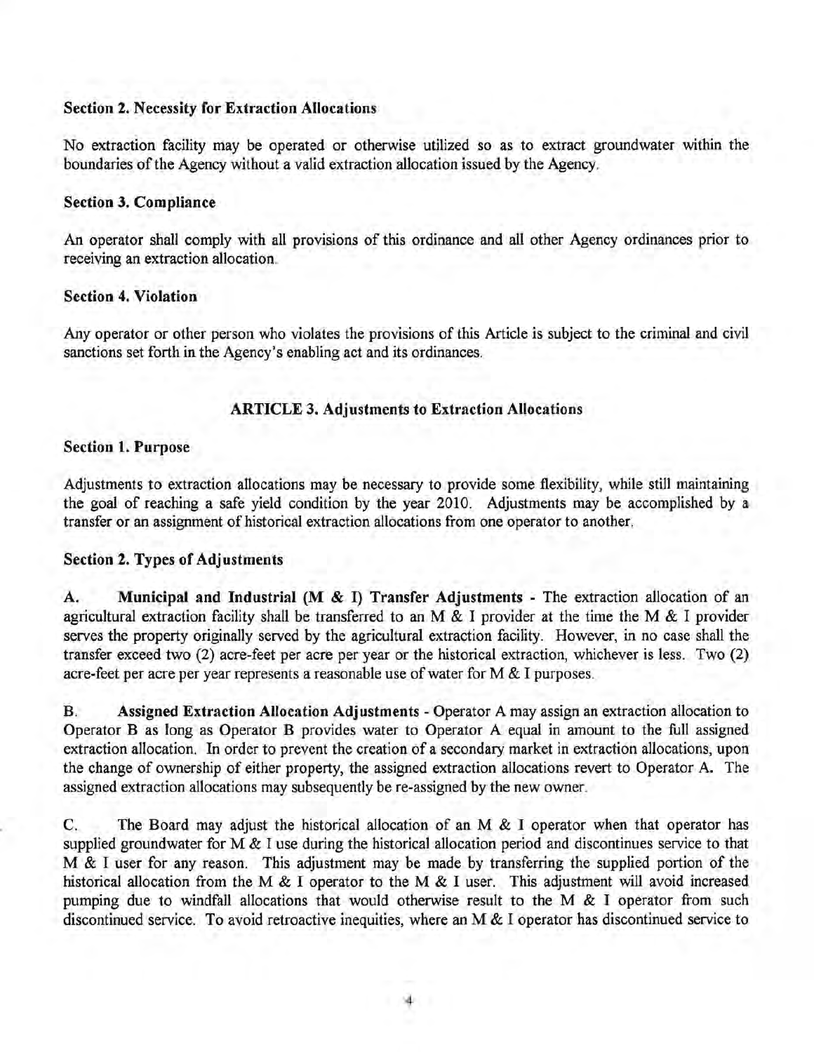**Section 2. Necessity for Extraction Allocations**

No extraction facility may be operated or otherwise utilized so as to extract groundwater within the boundaries of the Agency without a valid extraction allocation issued by the Agency.

**Section 3. Compliance**

An operator shall comply with all provisions of this ordinance and all other Agency ordinances prior to receiving an extraction allocation.

**Section 4. Violation**

Any operator or other person who violates the provisions of this Article is subject to the criminal and civil sanctions set forth in the Agency's enabling act and its ordinances.

## ARTICLE 3. Adjustments to Extraction Allocations

**Section 1. Purpose**

Adjustments to extraction allocations may be necessary to provide some flexibility, while still maintaining the goal of reaching a safe yield condition by the year 2010. Adjustments may be accomplished by a transfer or an assignment of historical extraction allocations from one operator to another.

**Section 2. Types of Adjustments**

A. **Municipal and Industrial (M & I) Transfer Adjustments** - The extraction allocation of an agricultural extraction facility shall be transferred to an M & I provider at the time the M & I provider serves the property originally served by the agricultural extraction facility. However, in no case shall the transfer exceed two (2) acre-feet per acre per year or the historical extraction, whichever is less. Two (2) acre-feet per acre per year represents a reasonable use of water for M & I purposes.

B. **Assigned Extraction Allocation Adjustments** - Operator A may assign an extraction allocation to Operator B as long as Operator B provides water to Operator A equal in amount to the full assigned extraction allocation. In order to prevent the creation of a secondary market in extraction allocations, upon the change of ownership of either property, the assigned extraction allocations revert to Operator A. The assigned extraction allocations may subsequently be re-assigned by the new owner.

C. The Board may adjust the historical allocation of an M & I operator when that operator has supplied groundwater for M & I use during the historical allocation period and discontinues service to that M & I user for any reason. This adjustment may be made by transferring the supplied portion of the historical allocation from the M & I operator to the M & I user. This adjustment will avoid increased pumping due to windfall allocations that would otherwise result to the M & I operator from such discontinued service. To avoid retroactive inequities, where an M & I operator has discontinued service to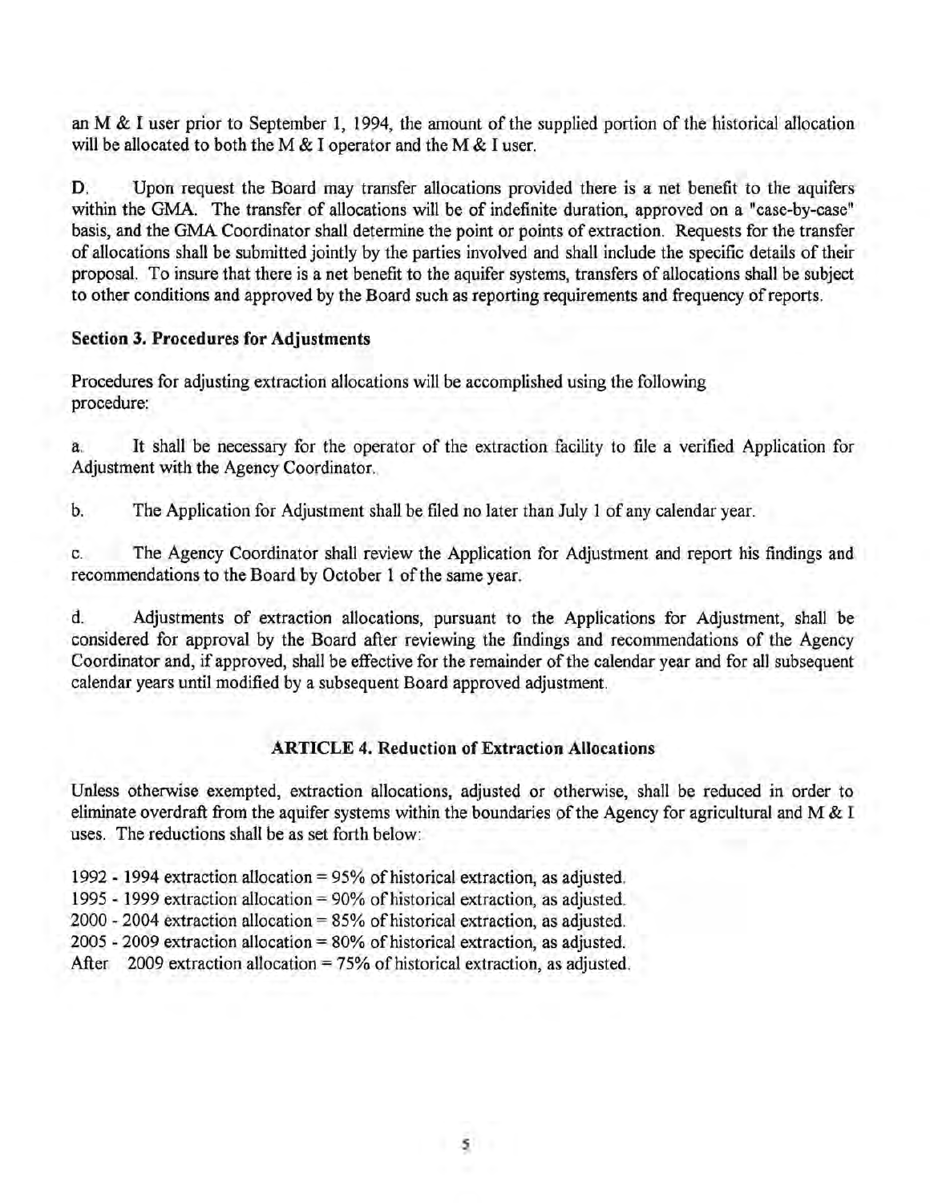an M & I user prior to September 1, 1994, the amount of the supplied portion of the historical allocation will be allocated to both the M & I operator and the M & I user.

D. Upon request the Board may transfer allocations provided there is a net benefit to the aquifers within the GMA. The transfer of allocations will be of indefinite duration, approved on a "case-by-case" basis, and the GMA Coordinator shall determine the point or points of extraction. Requests for the transfer of allocations shall be submitted jointly by the parties involved and shall include the specific details of their proposal. To insure that there is a net benefit to the aquifer systems, transfers of allocations shall be subject to other conditions and approved by the Board such as reporting requirements and frequency of reports.

**Section 3. Procedures for Adjustments**

Procedures for adjusting extraction allocations will be accomplished using the following procedure:

a. It shall be necessary for the operator of the extraction facility to file a verified Application for Adjustment with the Agency Coordinator.

b. The Application for Adjustment shall be filed no later than July 1 of any calendar year.

c. The Agency Coordinator shall review the Application for Adjustment and report his findings and recommendations to the Board by October 1 of the same year.

d. Adjustments of extraction allocations, pursuant to the Applications for Adjustment, shall be considered for approval by the Board after reviewing the findings and recommendations of the Agency Coordinator and, if approved, shall be effective for the remainder of the calendar year and for all subsequent calendar years until modified by a subsequent Board approved adjustment.

## ARTICLE 4. Reduction of Extraction Allocations

Unless otherwise exempted, extraction allocations, adjusted or otherwise, shall be reduced in order to eliminate overdraft from the aquifer systems within the boundaries of the Agency for agricultural and M & I uses. The reductions shall be as set forth below:

1992 - 1994 extraction allocation = 95% of historical extraction, as adjusted.
1995 - 1999 extraction allocation = 90% of historical extraction, as adjusted.
2000 - 2004 extraction allocation = 85% of historical extraction, as adjusted.
2005 - 2009 extraction allocation = 80% of historical extraction, as adjusted.
After 2009 extraction allocation = 75% of historical extraction, as adjusted.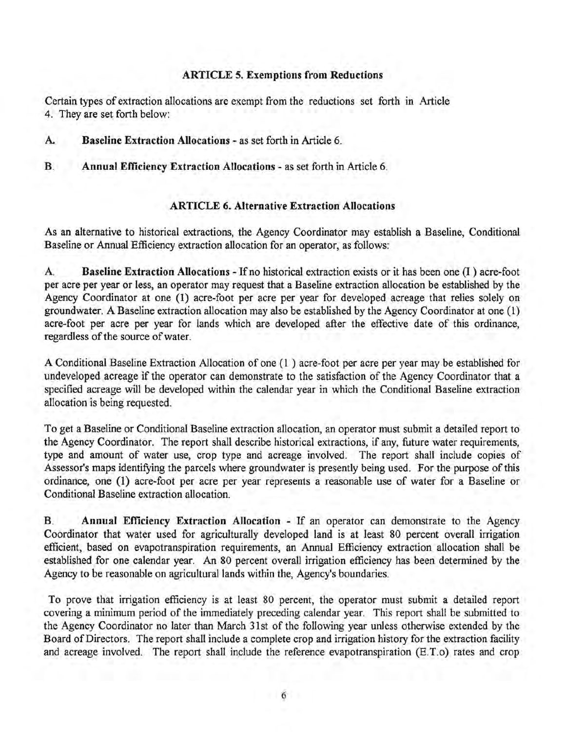## ARTICLE 5. Exemptions from Reductions

Certain types of extraction allocations are exempt from the reductions set forth in Article 4. They are set forth below:

A. **Baseline Extraction Allocations** - as set forth in Article 6.

B. **Annual Efficiency Extraction Allocations** - as set forth in Article 6.

## ARTICLE 6. Alternative Extraction Allocations

As an alternative to historical extractions, the Agency Coordinator may establish a Baseline, Conditional Baseline or Annual Efficiency extraction allocation for an operator, as follows:

A. **Baseline Extraction Allocations** - If no historical extraction exists or it has been one (1) acre-foot per acre per year or less, an operator may request that a Baseline extraction allocation be established by the Agency Coordinator at one (1) acre-foot per acre per year for developed acreage that relies solely on groundwater. A Baseline extraction allocation may also be established by the Agency Coordinator at one (1) acre-foot per acre per year for lands which are developed after the effective date of this ordinance, regardless of the source of water.

A Conditional Baseline Extraction Allocation of one (1) acre-foot per acre per year may be established for undeveloped acreage if the operator can demonstrate to the satisfaction of the Agency Coordinator that a specified acreage will be developed within the calendar year in which the Conditional Baseline extraction allocation is being requested.

To get a Baseline or Conditional Baseline extraction allocation, an operator must submit a detailed report to the Agency Coordinator. The report shall describe historical extractions, if any, future water requirements, type and amount of water use, crop type and acreage involved. The report shall include copies of Assessor's maps identifying the parcels where groundwater is presently being used. For the purpose of this ordinance, one (1) acre-foot per acre per year represents a reasonable use of water for a Baseline or Conditional Baseline extraction allocation.

B. **Annual Efficiency Extraction Allocation** - If an operator can demonstrate to the Agency Coordinator that water used for agriculturally developed land is at least 80 percent overall irrigation efficient, based on evapotranspiration requirements, an Annual Efficiency extraction allocation shall be established for one calendar year. An 80 percent overall irrigation efficiency has been determined by the Agency to be reasonable on agricultural lands within the, Agency's boundaries.

To prove that irrigation efficiency is at least 80 percent, the operator must submit a detailed report covering a minimum period of the immediately preceding calendar year. This report shall be submitted to the Agency Coordinator no later than March 31st of the following year unless otherwise extended by the Board of Directors. The report shall include a complete crop and irrigation history for the extraction facility and acreage involved. The report shall include the reference evapotranspiration (E.T.o) rates and crop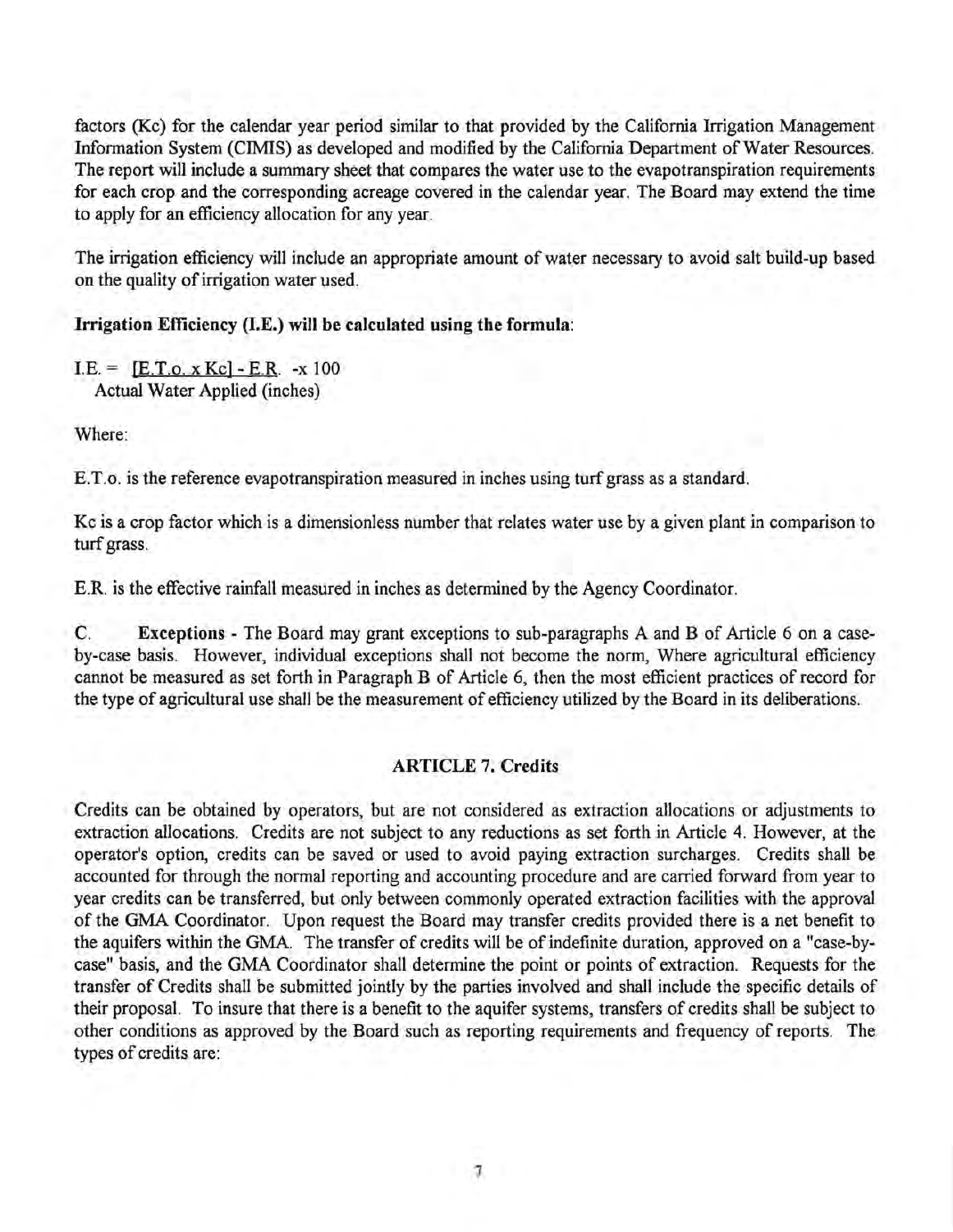factors (Kc) for the calendar year period similar to that provided by the California Irrigation Management Information System (CIMIS) as developed and modified by the California Department of Water Resources. The report will include a summary sheet that compares the water use to the evapotranspiration requirements for each crop and the corresponding acreage covered in the calendar year. The Board may extend the time to apply for an efficiency allocation for any year.

The irrigation efficiency will include an appropriate amount of water necessary to avoid salt build-up based on the quality of irrigation water used.

**Irrigation Efficiency (I.E.) will be calculated using the formula:**

$$I.E. = \frac{[E.T.o. \times Kc] - E.R.}{\text{Actual Water Applied (inches)}} \times 100$$

Where:

E.T.o. is the reference evapotranspiration measured in inches using turf grass as a standard.

Kc is a crop factor which is a dimensionless number that relates water use by a given plant in comparison to turf grass.

E.R. is the effective rainfall measured in inches as determined by the Agency Coordinator.

C. **Exceptions** - The Board may grant exceptions to sub-paragraphs A and B of Article 6 on a case-by-case basis. However, individual exceptions shall not become the norm, Where agricultural efficiency cannot be measured as set forth in Paragraph B of Article 6, then the most efficient practices of record for the type of agricultural use shall be the measurement of efficiency utilized by the Board in its deliberations.

## ARTICLE 7. Credits

Credits can be obtained by operators, but are not considered as extraction allocations or adjustments to extraction allocations. Credits are not subject to any reductions as set forth in Article 4. However, at the operator's option, credits can be saved or used to avoid paying extraction surcharges. Credits shall be accounted for through the normal reporting and accounting procedure and are carried forward from year to year credits can be transferred, but only between commonly operated extraction facilities with the approval of the GMA Coordinator. Upon request the Board may transfer credits provided there is a net benefit to the aquifers within the GMA. The transfer of credits will be of indefinite duration, approved on a "case-by-case" basis, and the GMA Coordinator shall determine the point or points of extraction. Requests for the transfer of Credits shall be submitted jointly by the parties involved and shall include the specific details of their proposal. To insure that there is a benefit to the aquifer systems, transfers of credits shall be subject to other conditions as approved by the Board such as reporting requirements and frequency of reports. The types of credits are: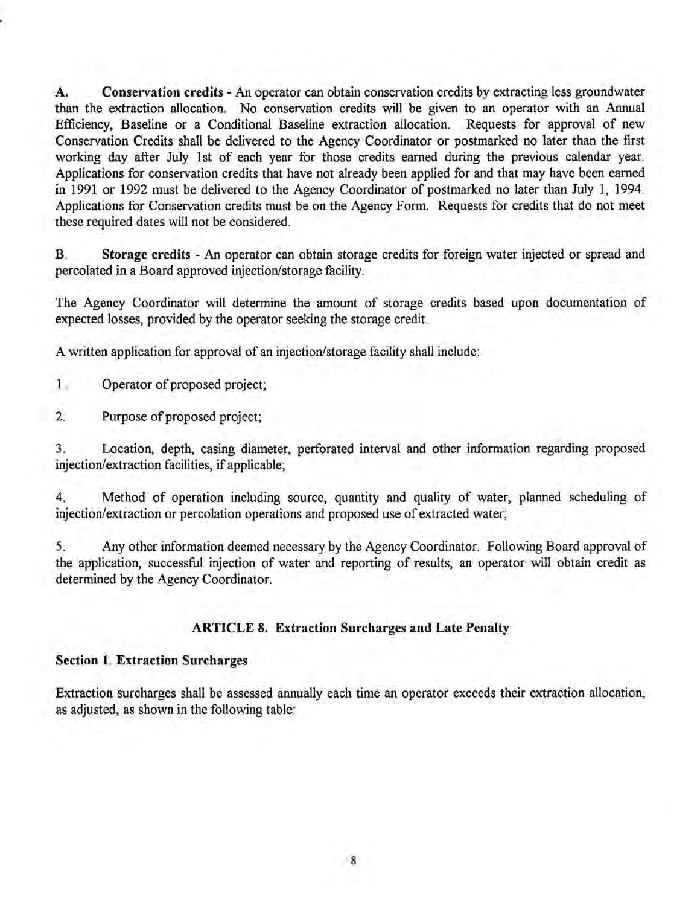**A. Conservation credits** - An operator can obtain conservation credits by extracting less groundwater than the extraction allocation. No conservation credits will be given to an operator with an Annual Efficiency, Baseline or a Conditional Baseline extraction allocation. Requests for approval of new Conservation Credits shall be delivered to the Agency Coordinator or postmarked no later than the first working day after July 1st of each year for those credits earned during the previous calendar year. Applications for conservation credits that have not already been applied for and that may have been earned in 1991 or 1992 must be delivered to the Agency Coordinator of postmarked no later than July 1, 1994. Applications for Conservation credits must be on the Agency Form. Requests for credits that do not meet these required dates will not be considered.

**B. Storage credits** - An operator can obtain storage credits for foreign water injected or spread and percolated in a Board approved injection/storage facility.

The Agency Coordinator will determine the amount of storage credits based upon documentation of expected losses, provided by the operator seeking the storage credit.

A written application for approval of an injection/storage facility shall include:

1. Operator of proposed project;

2. Purpose of proposed project;

3. Location, depth, casing diameter, perforated interval and other information regarding proposed injection/extraction facilities, if applicable;

4. Method of operation including source, quantity and quality of water, planned scheduling of injection/extraction or percolation operations and proposed use of extracted water;

5. Any other information deemed necessary by the Agency Coordinator. Following Board approval of the application, successful injection of water and reporting of results, an operator will obtain credit as determined by the Agency Coordinator.

## ARTICLE 8. Extraction Surcharges and Late Penalty

### Section 1. Extraction Surcharges

Extraction surcharges shall be assessed annually each time an operator exceeds their extraction allocation, as adjusted, as shown in the following table: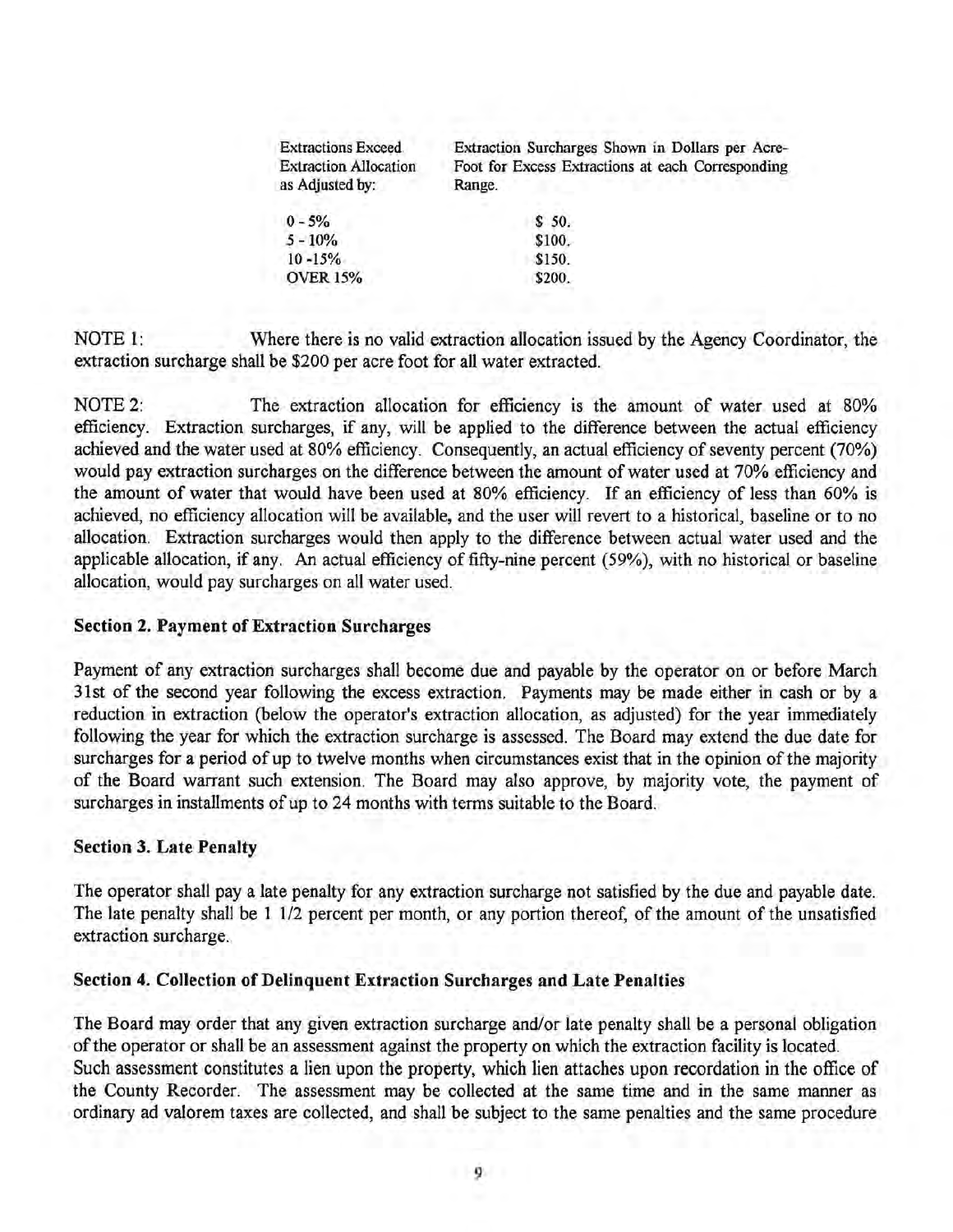| Extractions Exceed Extraction Allocation as Adjusted by: | Extraction Surcharges Shown in Dollars per Acre-Foot for Excess Extractions at each Corresponding Range. |
|---|---|
| 0 - 5% | $ 50. |
| 5 - 10% | $100. |
| 10 -15% | $150. |
| OVER 15% | $200. |

NOTE 1: Where there is no valid extraction allocation issued by the Agency Coordinator, the extraction surcharge shall be $200 per acre foot for all water extracted.

NOTE 2: The extraction allocation for efficiency is the amount of water used at 80% efficiency. Extraction surcharges, if any, will be applied to the difference between the actual efficiency achieved and the water used at 80% efficiency. Consequently, an actual efficiency of seventy percent (70%) would pay extraction surcharges on the difference between the amount of water used at 70% efficiency and the amount of water that would have been used at 80% efficiency. If an efficiency of less than 60% is achieved, no efficiency allocation will be available, and the user will revert to a historical, baseline or to no allocation. Extraction surcharges would then apply to the difference between actual water used and the applicable allocation, if any. An actual efficiency of fifty-nine percent (59%), with no historical or baseline allocation, would pay surcharges on all water used.

### Section 2. Payment of Extraction Surcharges

Payment of any extraction surcharges shall become due and payable by the operator on or before March 31st of the second year following the excess extraction. Payments may be made either in cash or by a reduction in extraction (below the operator's extraction allocation, as adjusted) for the year immediately following the year for which the extraction surcharge is assessed. The Board may extend the due date for surcharges for a period of up to twelve months when circumstances exist that in the opinion of the majority of the Board warrant such extension. The Board may also approve, by majority vote, the payment of surcharges in installments of up to 24 months with terms suitable to the Board.

### Section 3. Late Penalty

The operator shall pay a late penalty for any extraction surcharge not satisfied by the due and payable date. The late penalty shall be 1 1/2 percent per month, or any portion thereof, of the amount of the unsatisfied extraction surcharge.

### Section 4. Collection of Delinquent Extraction Surcharges and Late Penalties

The Board may order that any given extraction surcharge and/or late penalty shall be a personal obligation of the operator or shall be an assessment against the property on which the extraction facility is located. Such assessment constitutes a lien upon the property, which lien attaches upon recordation in the office of the County Recorder. The assessment may be collected at the same time and in the same manner as ordinary ad valorem taxes are collected, and shall be subject to the same penalties and the same procedure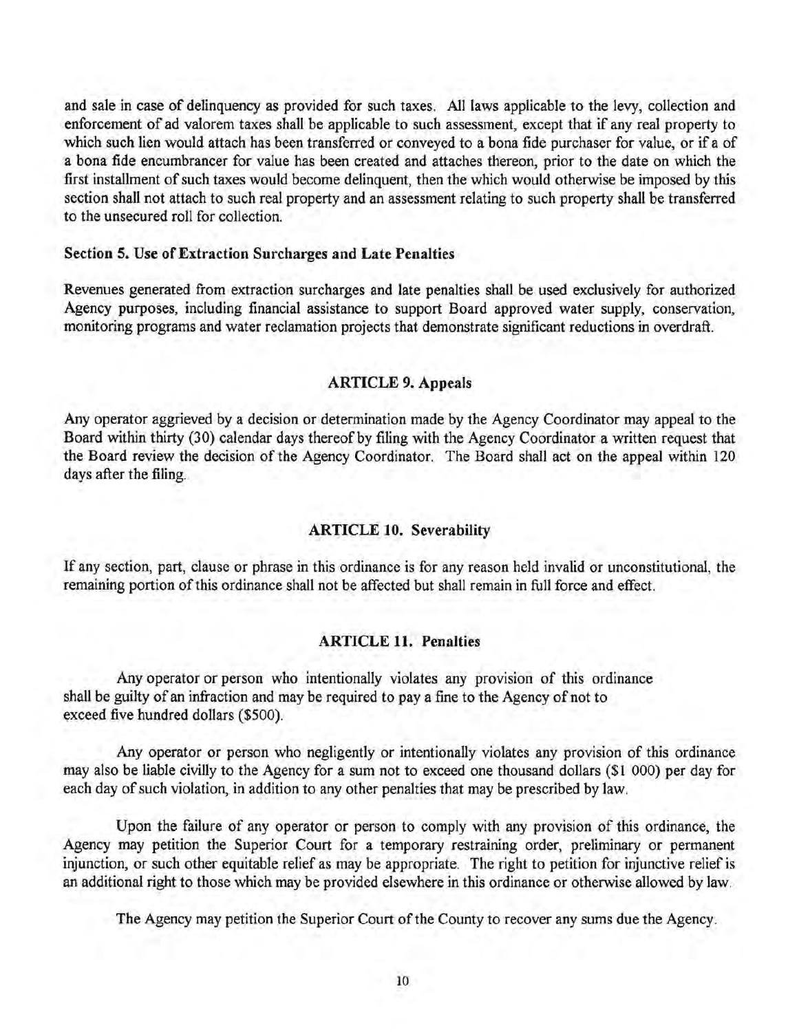and sale in case of delinquency as provided for such taxes. All laws applicable to the levy, collection and enforcement of ad valorem taxes shall be applicable to such assessment, except that if any real property to which such lien would attach has been transferred or conveyed to a bona fide purchaser for value, or if a of a bona fide encumbrancer for value has been created and attaches thereon, prior to the date on which the first installment of such taxes would become delinquent, then the which would otherwise be imposed by this section shall not attach to such real property and an assessment relating to such property shall be transferred to the unsecured roll for collection.

**Section 5. Use of Extraction Surcharges and Late Penalties**

Revenues generated from extraction surcharges and late penalties shall be used exclusively for authorized Agency purposes, including financial assistance to support Board approved water supply, conservation, monitoring programs and water reclamation projects that demonstrate significant reductions in overdraft.

## ARTICLE 9. Appeals

Any operator aggrieved by a decision or determination made by the Agency Coordinator may appeal to the Board within thirty (30) calendar days thereof by filing with the Agency Coordinator a written request that the Board review the decision of the Agency Coordinator. The Board shall act on the appeal within 120 days after the filing.

## ARTICLE 10. Severability

If any section, part, clause or phrase in this ordinance is for any reason held invalid or unconstitutional, the remaining portion of this ordinance shall not be affected but shall remain in full force and effect.

## ARTICLE 11. Penalties

Any operator or person who intentionally violates any provision of this ordinance shall be guilty of an infraction and may be required to pay a fine to the Agency of not to exceed five hundred dollars ($500).

Any operator or person who negligently or intentionally violates any provision of this ordinance may also be liable civilly to the Agency for a sum not to exceed one thousand dollars ($1 000) per day for each day of such violation, in addition to any other penalties that may be prescribed by law.

Upon the failure of any operator or person to comply with any provision of this ordinance, the Agency may petition the Superior Court for a temporary restraining order, preliminary or permanent injunction, or such other equitable relief as may be appropriate. The right to petition for injunctive relief is an additional right to those which may be provided elsewhere in this ordinance or otherwise allowed by law.

The Agency may petition the Superior Court of the County to recover any sums due the Agency.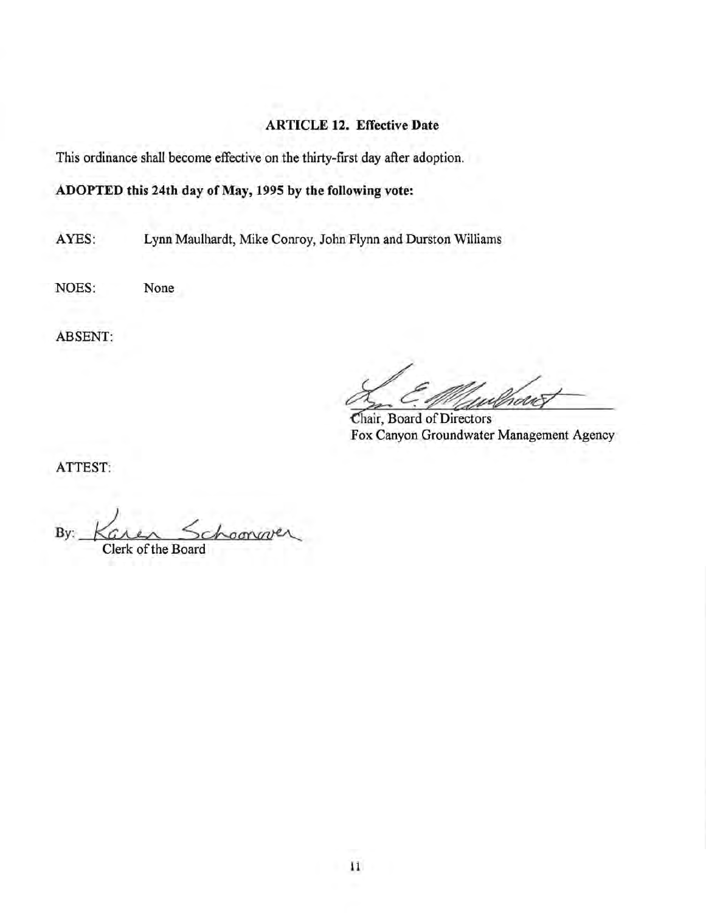## ARTICLE 12. Effective Date

This ordinance shall become effective on the thirty-first day after adoption.

**ADOPTED this 24th day of May, 1995 by the following vote:**

AYES: Lynn Maulhardt, Mike Conroy, John Flynn and Durston Williams

NOES: None

ABSENT:

Chair, Board of Directors
Fox Canyon Groundwater Management Agency

ATTEST:

By: Karen Schoonover
Clerk of the Board